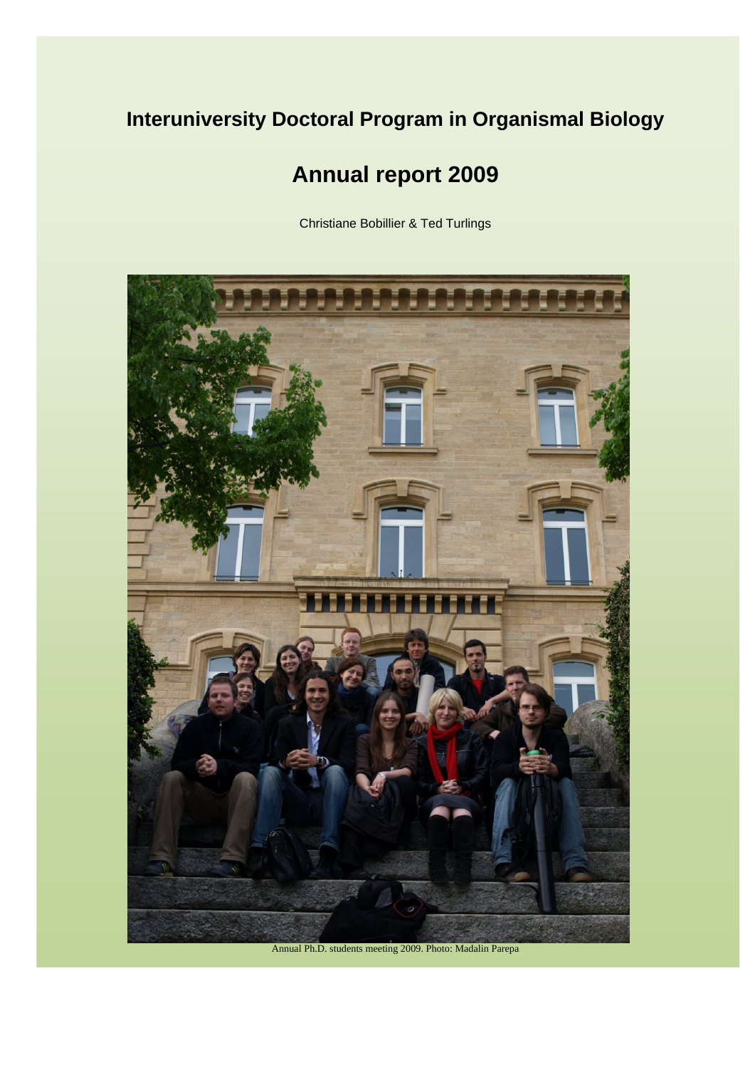# Interuniversity Doctoral Program in Organismal Biology

## Annual report 2009

Christiane Bobillier & Ted Turlings

Annual Ph.D. students meeting 2009. Photo: Madalin Parepa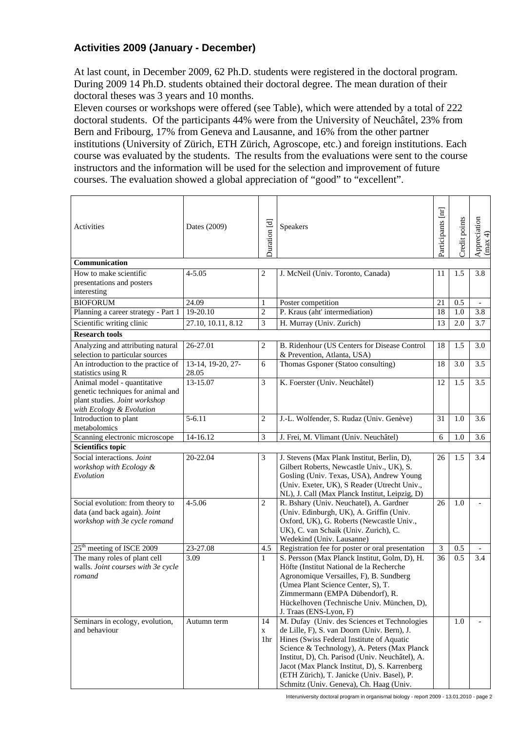### Activities 2009 (January - December)

At last count, in December 2009, 62 Ph.D. students were registered in the doctoral program. During 2009 14 Ph.D. students obtained their doctoral degree. The mean duration of their doctoral theses was 3 years and 10 months.

Eleven courses or workshops were offered (see Table), which were attended by a total of 222 doctoral students. Of the participants 44% were from the University of Neuchâtel, 23% from Bern and Fribourg, 17% from Geneva and Lausanne, and 16% from the other partner institutions (University of Zürich, ETH Zürich, Agroscope, etc.) and foreign institutions. Each course was evaluated by the students. The results from the evaluations were sent to the course instructors and the information will be used for the selection and improvement of future courses. The evaluation showed a global appreciation of "good" to "excellent".

| Activities | Dates (2009) | Duration [d] | Speakers | Participants [nr] | Credit points | Appreciation (max 4) |
|---|---|---|---|---|---|---|
| **Communication** | | | | | | |
| How to make scientific presentations and posters interesting | 4-5.05 | 2 | J. McNeil (Univ. Toronto, Canada) | 11 | 1.5 | 3.8 |
| BIOFORUM | 24.09 | 1 | Poster competition | 21 | 0.5 | - |
| Planning a career strategy - Part 1 | 19-20.10 | 2 | P. Kraus (aht' intermediation) | 18 | 1.0 | 3.8 |
| Scientific writing clinic | 27.10, 10.11, 8.12 | 3 | H. Murray (Univ. Zurich) | 13 | 2.0 | 3.7 |
| **Research tools** | | | | | | |
| Analyzing and attributing natural selection to particular sources | 26-27.01 | 2 | B. Ridenhour (US Centers for Disease Control & Prevention, Atlanta, USA) | 18 | 1.5 | 3.0 |
| An introduction to the practice of statistics using R | 13-14, 19-20, 27-28.05 | 6 | Thomas Gsponer (Statoo consulting) | 18 | 3.0 | 3.5 |
| Animal model - quantitative genetic techniques for animal and plant studies. *Joint workshop with Ecology & Evolution* | 13-15.07 | 3 | K. Foerster (Univ. Neuchâtel) | 12 | 1.5 | 3.5 |
| Introduction to plant metabolomics | 5-6.11 | 2 | J.-L. Wolfender, S. Rudaz (Univ. Genève) | 31 | 1.0 | 3.6 |
| Scanning electronic microscope | 14-16.12 | 3 | J. Frei, M. Vlimant (Univ. Neuchâtel) | 6 | 1.0 | 3.6 |
| **Scientifics topic** | | | | | | |
| Social interactions. *Joint workshop with Ecology & Evolution* | 20-22.04 | 3 | J. Stevens (Max Plank Institut, Berlin, D), Gilbert Roberts, Newcastle Univ., UK), S. Gosling (Univ. Texas, USA), Andrew Young (Univ. Exeter, UK), S Reader (Utrecht Univ., NL), J. Call (Max Planck Institut, Leipzig, D) | 26 | 1.5 | 3.4 |
| Social evolution: from theory to data (and back again). *Joint workshop with 3e cycle romand* | 4-5.06 | 2 | R. Bshary (Univ. Neuchatel), A. Gardner (Univ. Edinburgh, UK), A. Griffin (Univ. Oxford, UK), G. Roberts (Newcastle Univ., UK), C. van Schaik (Univ. Zurich), C. Wedekind (Univ. Lausanne) | 26 | 1.0 | - |
| 25th meeting of ISCE 2009 | 23-27.08 | 4.5 | Registration fee for poster or oral presentation | 3 | 0.5 | - |
| The many roles of plant cell walls. *Joint courses with 3e cycle romand* | 3.09 | 1 | S. Persson (Max Planck Institut, Golm, D), H. Höfte (Institut National de la Recherche Agronomique Versailles, F), B. Sundberg (Umea Plant Science Center, S), T. Zimmermann (EMPA Dübendorf), R. Hückelhoven (Technische Univ. München, D), J. Traas (ENS-Lyon, F) | 36 | 0.5 | 3.4 |
| Seminars in ecology, evolution, and behaviour | Autumn term | 14 x 1hr | M. Dufay (Univ. des Sciences et Technologies de Lille, F), S. van Doorn (Univ. Bern), J. Hines (Swiss Federal Institute of Aquatic Science & Technology), A. Peters (Max Planck Institut, D), Ch. Parisod (Univ. Neuchâtel), A. Jacot (Max Planck Institut, D), S. Karrenberg (ETH Zürich), T. Janicke (Univ. Basel), P. Schmitz (Univ. Geneva), Ch. Haag (Univ. | | 1.0 | - |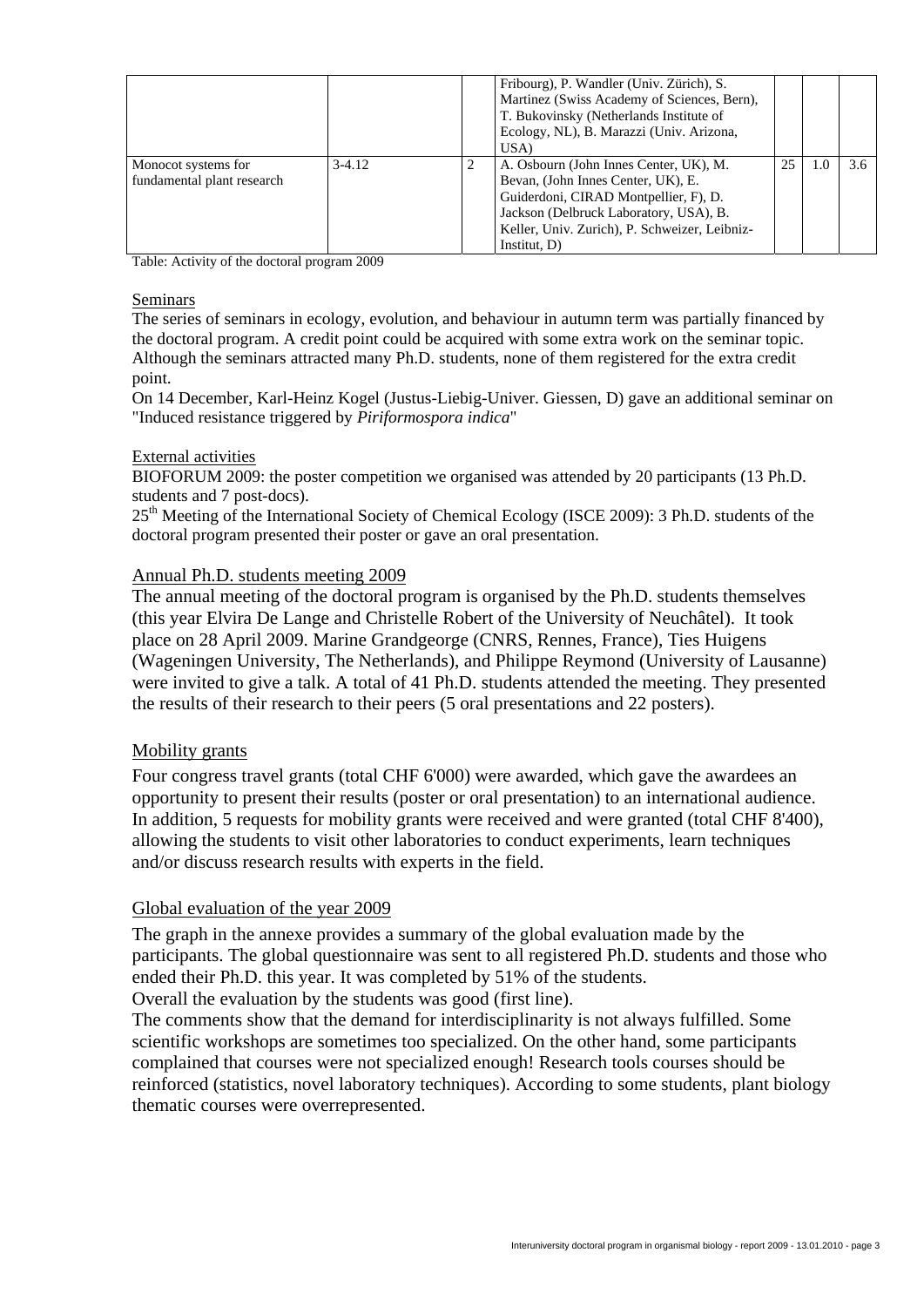| | | | | | | |
|---|---|---|---|---|---|---|
| | | | Fribourg), P. Wandler (Univ. Zürich), S. Martinez (Swiss Academy of Sciences, Bern), T. Bukovinsky (Netherlands Institute of Ecology, NL), B. Marazzi (Univ. Arizona, USA) | | | |
| Monocot systems for fundamental plant research | 3-4.12 | 2 | A. Osbourn (John Innes Center, UK), M. Bevan, (John Innes Center, UK), E. Guiderdoni, CIRAD Montpellier, F), D. Jackson (Delbruck Laboratory, USA), B. Keller, Univ. Zurich), P. Schweizer, Leibniz-Institut, D) | 25 | 1.0 | 3.6 |

Table: Activity of the doctoral program 2009

## Seminars

The series of seminars in ecology, evolution, and behaviour in autumn term was partially financed by the doctoral program. A credit point could be acquired with some extra work on the seminar topic. Although the seminars attracted many Ph.D. students, none of them registered for the extra credit point.

On 14 December, Karl-Heinz Kogel (Justus-Liebig-Univer. Giessen, D) gave an additional seminar on "Induced resistance triggered by *Piriformospora indica*"

## External activities

BIOFORUM 2009: the poster competition we organised was attended by 20 participants (13 Ph.D. students and 7 post-docs).

25th Meeting of the International Society of Chemical Ecology (ISCE 2009): 3 Ph.D. students of the doctoral program presented their poster or gave an oral presentation.

## Annual Ph.D. students meeting 2009

The annual meeting of the doctoral program is organised by the Ph.D. students themselves (this year Elvira De Lange and Christelle Robert of the University of Neuchâtel). It took place on 28 April 2009. Marine Grandgeorge (CNRS, Rennes, France), Ties Huigens (Wageningen University, The Netherlands), and Philippe Reymond (University of Lausanne) were invited to give a talk. A total of 41 Ph.D. students attended the meeting. They presented the results of their research to their peers (5 oral presentations and 22 posters).

## Mobility grants

Four congress travel grants (total CHF 6'000) were awarded, which gave the awardees an opportunity to present their results (poster or oral presentation) to an international audience. In addition, 5 requests for mobility grants were received and were granted (total CHF 8'400), allowing the students to visit other laboratories to conduct experiments, learn techniques and/or discuss research results with experts in the field.

## Global evaluation of the year 2009

The graph in the annexe provides a summary of the global evaluation made by the participants. The global questionnaire was sent to all registered Ph.D. students and those who ended their Ph.D. this year. It was completed by 51% of the students.

Overall the evaluation by the students was good (first line).

The comments show that the demand for interdisciplinarity is not always fulfilled. Some scientific workshops are sometimes too specialized. On the other hand, some participants complained that courses were not specialized enough! Research tools courses should be reinforced (statistics, novel laboratory techniques). According to some students, plant biology thematic courses were overrepresented.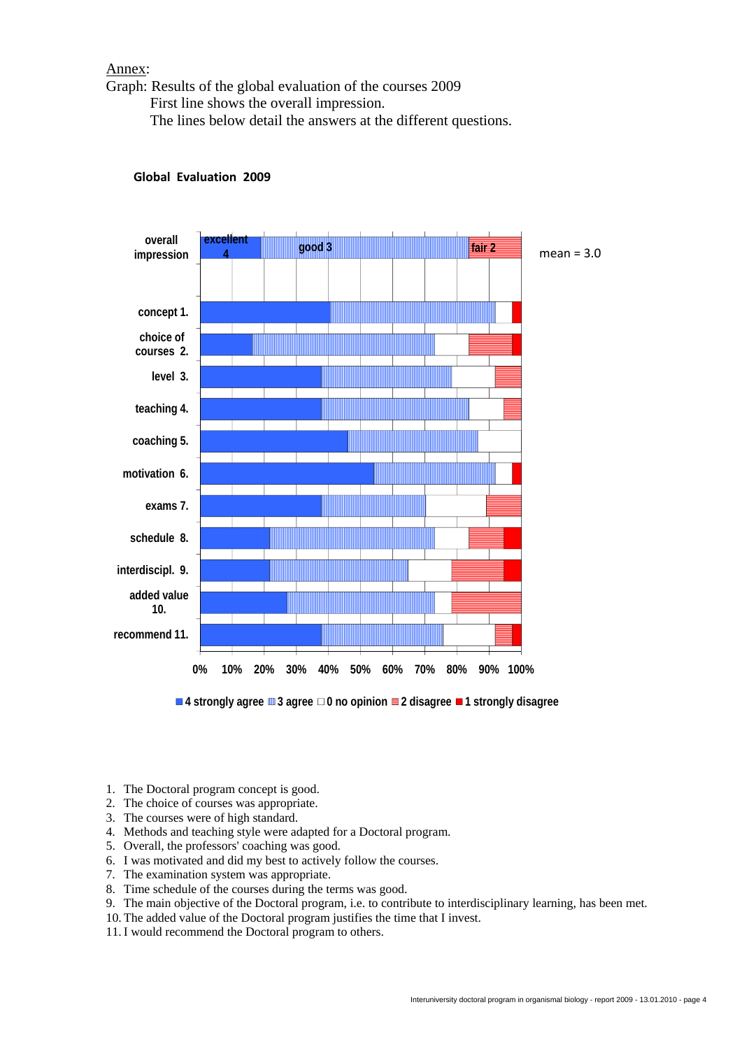Annex:

Graph: Results of the global evaluation of the courses 2009

First line shows the overall impression.

The lines below detail the answers at the different questions.

**Global Evaluation 2009**

overall impression

excellent 4

good 3

fair 2

mean = 3.0

concept 1.

choice of courses 2.

level 3.

teaching 4.

coaching 5.

motivation 6.

exams 7.

schedule 8.

interdiscipl. 9.

added value 10.

recommend 11.

0% 10% 20% 30% 40% 50% 60% 70% 80% 90% 100%

4 strongly agree, 3 agree, 0 no opinion, 2 disagree, 1 strongly disagree

1. The Doctoral program concept is good.
2. The choice of courses was appropriate.
3. The courses were of high standard.
4. Methods and teaching style were adapted for a Doctoral program.
5. Overall, the professors' coaching was good.
6. I was motivated and did my best to actively follow the courses.
7. The examination system was appropriate.
8. Time schedule of the courses during the terms was good.
9. The main objective of the Doctoral program, i.e. to contribute to interdisciplinary learning, has been met.
10. The added value of the Doctoral program justifies the time that I invest.
11. I would recommend the Doctoral program to others.